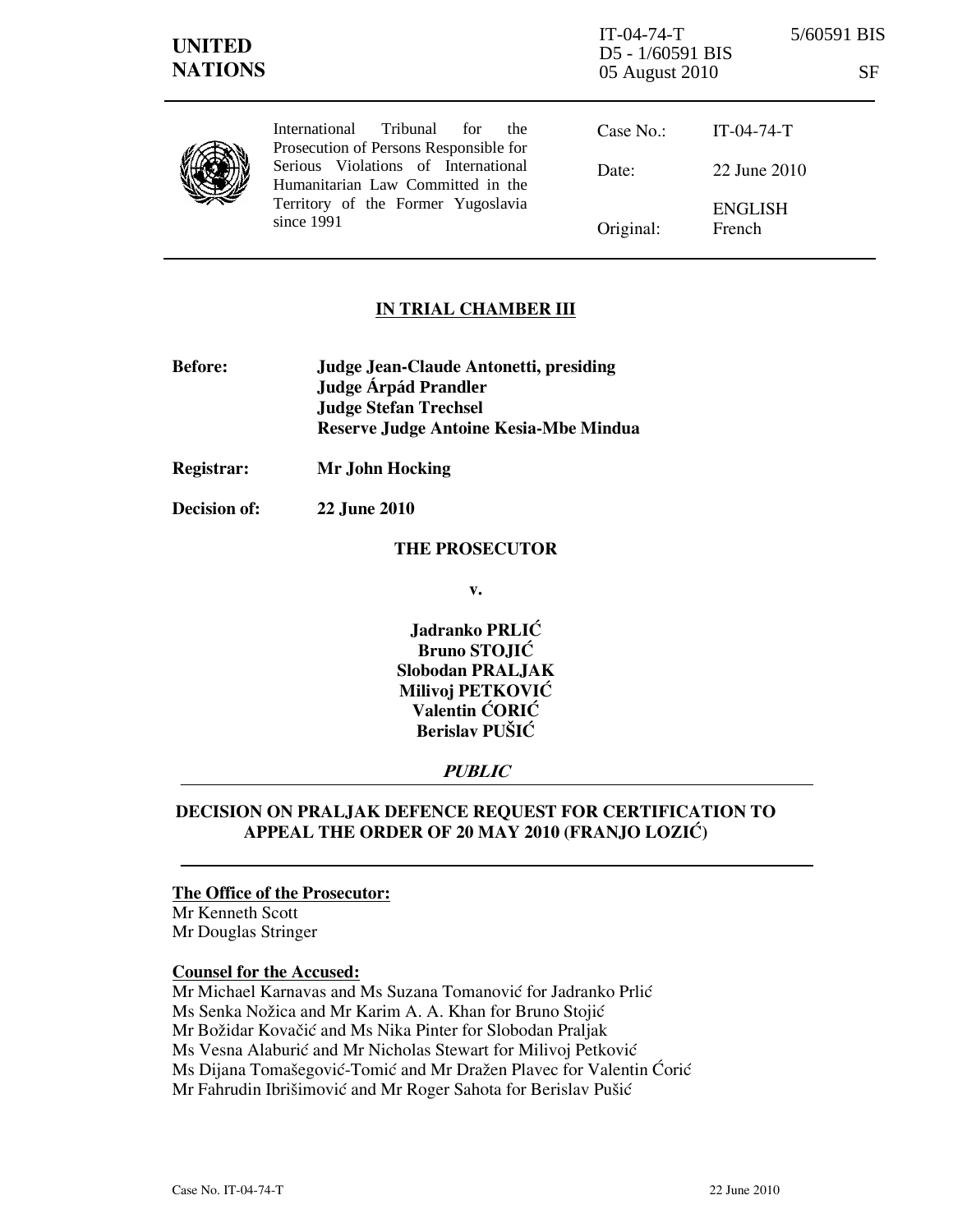IT-04-74-T 5/60591 BIS
D5 - 1/60591 BIS
05 August 2010 SF

**UNITED NATIONS**

International Tribunal for the Prosecution of Persons Responsible for Serious Violations of International Humanitarian Law Committed in the Territory of the Former Yugoslavia since 1991

| | |
|---|---|
| Case No.: | IT-04-74-T |
| Date: | 22 June 2010 |
| Original: | ENGLISH French |

## IN TRIAL CHAMBER III

**Before:** **Judge Jean-Claude Antonetti, presiding**
**Judge Árpád Prandler**
**Judge Stefan Trechsel**
**Reserve Judge Antoine Kesia-Mbe Mindua**

**Registrar:** **Mr John Hocking**

**Decision of:** **22 June 2010**

**THE PROSECUTOR**

**v.**

**Jadranko PRLIĆ**
**Bruno STOJIĆ**
**Slobodan PRALJAK**
**Milivoj PETKOVIĆ**
**Valentin ĆORIĆ**
**Berislav PUŠIĆ**

***PUBLIC***

## DECISION ON PRALJAK DEFENCE REQUEST FOR CERTIFICATION TO APPEAL THE ORDER OF 20 MAY 2010 (FRANJO LOZIĆ)

**The Office of the Prosecutor:**
Mr Kenneth Scott
Mr Douglas Stringer

**Counsel for the Accused:**
Mr Michael Karnavas and Ms Suzana Tomanović for Jadranko Prlić
Ms Senka Nožica and Mr Karim A. A. Khan for Bruno Stojić
Mr Božidar Kovačić and Ms Nika Pinter for Slobodan Praljak
Ms Vesna Alaburić and Mr Nicholas Stewart for Milivoj Petković
Ms Dijana Tomašegović-Tomić and Mr Dražen Plavec for Valentin Ćorić
Mr Fahrudin Ibrišimović and Mr Roger Sahota for Berislav Pušić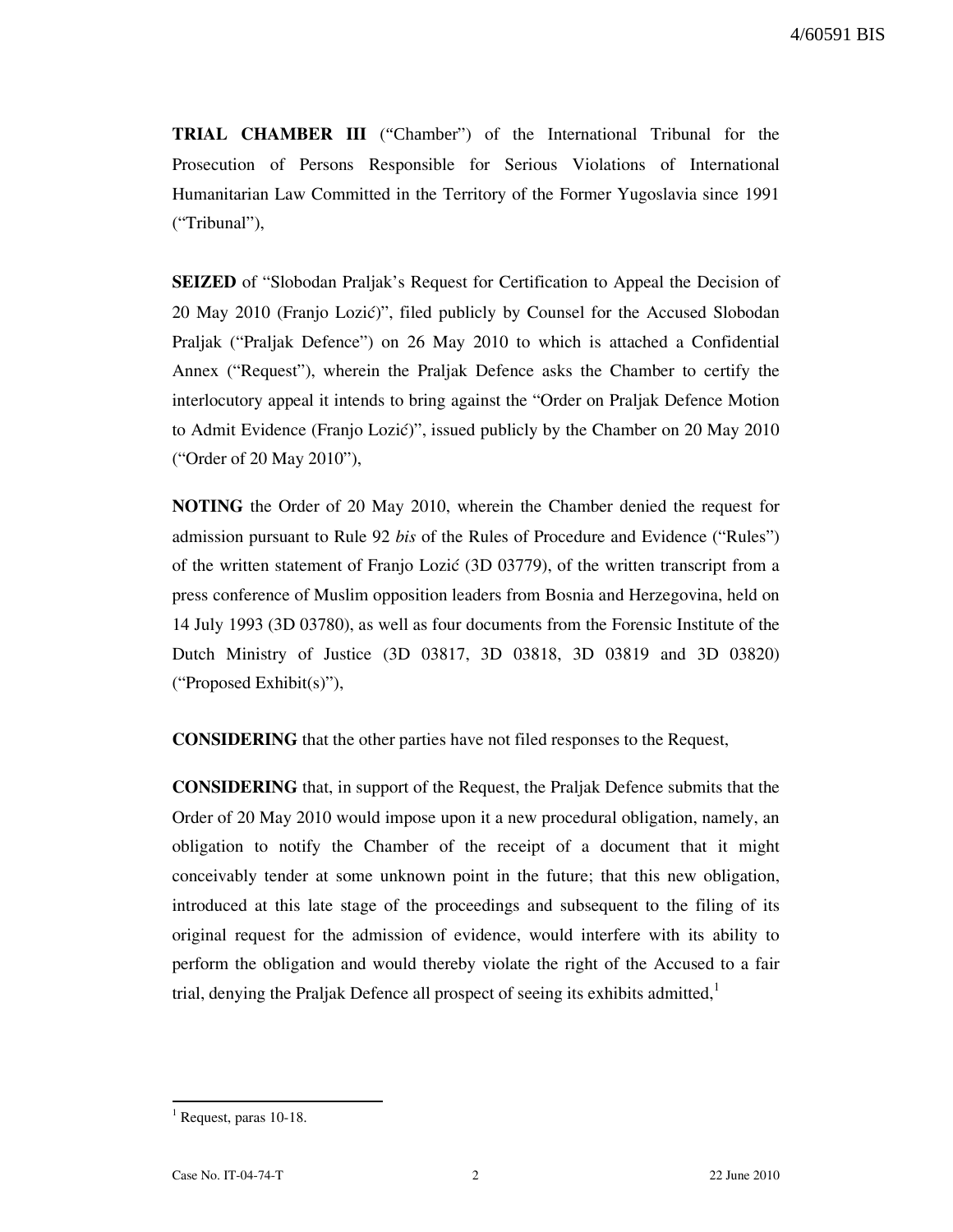**TRIAL CHAMBER III** ("Chamber") of the International Tribunal for the Prosecution of Persons Responsible for Serious Violations of International Humanitarian Law Committed in the Territory of the Former Yugoslavia since 1991 ("Tribunal"),

**SEIZED** of "Slobodan Praljak's Request for Certification to Appeal the Decision of 20 May 2010 (Franjo Lozić)", filed publicly by Counsel for the Accused Slobodan Praljak ("Praljak Defence") on 26 May 2010 to which is attached a Confidential Annex ("Request"), wherein the Praljak Defence asks the Chamber to certify the interlocutory appeal it intends to bring against the "Order on Praljak Defence Motion to Admit Evidence (Franjo Lozić)", issued publicly by the Chamber on 20 May 2010 ("Order of 20 May 2010"),

**NOTING** the Order of 20 May 2010, wherein the Chamber denied the request for admission pursuant to Rule 92 *bis* of the Rules of Procedure and Evidence ("Rules") of the written statement of Franjo Lozić (3D 03779), of the written transcript from a press conference of Muslim opposition leaders from Bosnia and Herzegovina, held on 14 July 1993 (3D 03780), as well as four documents from the Forensic Institute of the Dutch Ministry of Justice (3D 03817, 3D 03818, 3D 03819 and 3D 03820) ("Proposed Exhibit(s)"),

**CONSIDERING** that the other parties have not filed responses to the Request,

**CONSIDERING** that, in support of the Request, the Praljak Defence submits that the Order of 20 May 2010 would impose upon it a new procedural obligation, namely, an obligation to notify the Chamber of the receipt of a document that it might conceivably tender at some unknown point in the future; that this new obligation, introduced at this late stage of the proceedings and subsequent to the filing of its original request for the admission of evidence, would interfere with its ability to perform the obligation and would thereby violate the right of the Accused to a fair trial, denying the Praljak Defence all prospect of seeing its exhibits admitted,[1]

[1] Request, paras 10-18.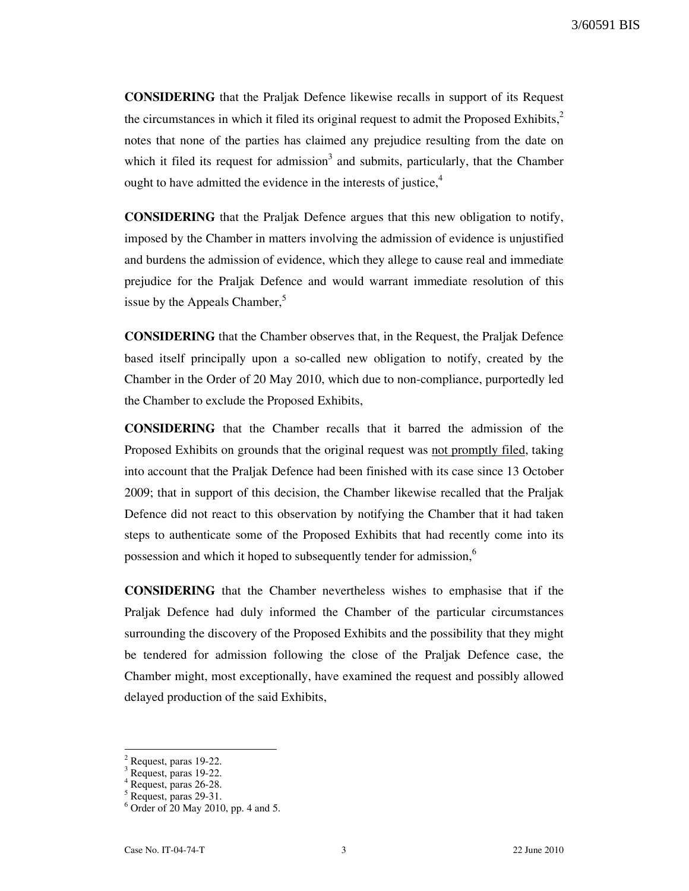**CONSIDERING** that the Praljak Defence likewise recalls in support of its Request the circumstances in which it filed its original request to admit the Proposed Exhibits,[2] notes that none of the parties has claimed any prejudice resulting from the date on which it filed its request for admission[3] and submits, particularly, that the Chamber ought to have admitted the evidence in the interests of justice,[4]

**CONSIDERING** that the Praljak Defence argues that this new obligation to notify, imposed by the Chamber in matters involving the admission of evidence is unjustified and burdens the admission of evidence, which they allege to cause real and immediate prejudice for the Praljak Defence and would warrant immediate resolution of this issue by the Appeals Chamber,[5]

**CONSIDERING** that the Chamber observes that, in the Request, the Praljak Defence based itself principally upon a so-called new obligation to notify, created by the Chamber in the Order of 20 May 2010, which due to non-compliance, purportedly led the Chamber to exclude the Proposed Exhibits,

**CONSIDERING** that the Chamber recalls that it barred the admission of the Proposed Exhibits on grounds that the original request was not promptly filed, taking into account that the Praljak Defence had been finished with its case since 13 October 2009; that in support of this decision, the Chamber likewise recalled that the Praljak Defence did not react to this observation by notifying the Chamber that it had taken steps to authenticate some of the Proposed Exhibits that had recently come into its possession and which it hoped to subsequently tender for admission,[6]

**CONSIDERING** that the Chamber nevertheless wishes to emphasise that if the Praljak Defence had duly informed the Chamber of the particular circumstances surrounding the discovery of the Proposed Exhibits and the possibility that they might be tendered for admission following the close of the Praljak Defence case, the Chamber might, most exceptionally, have examined the request and possibly allowed delayed production of the said Exhibits,

---

[2] Request, paras 19-22.
[3] Request, paras 19-22.
[4] Request, paras 26-28.
[5] Request, paras 29-31.
[6] Order of 20 May 2010, pp. 4 and 5.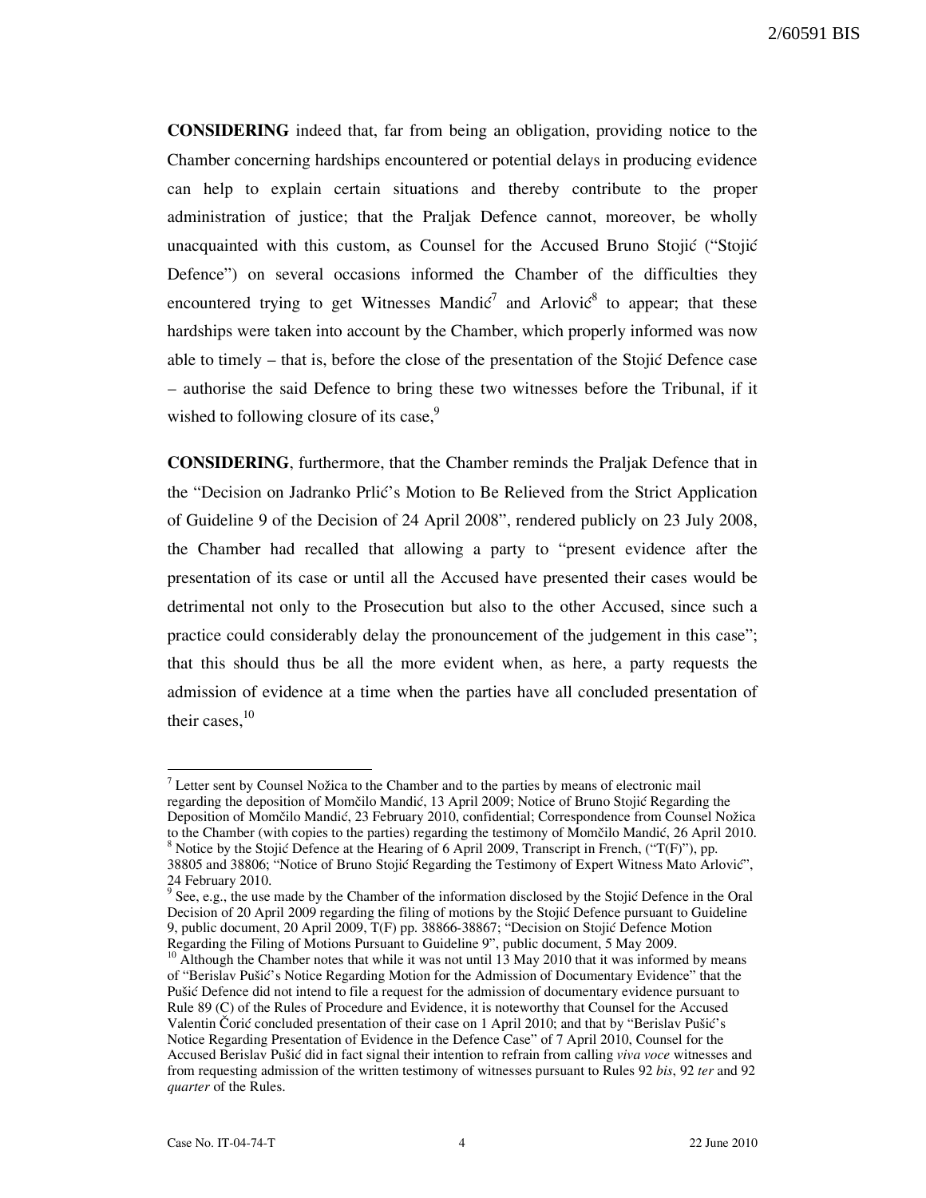**CONSIDERING** indeed that, far from being an obligation, providing notice to the Chamber concerning hardships encountered or potential delays in producing evidence can help to explain certain situations and thereby contribute to the proper administration of justice; that the Praljak Defence cannot, moreover, be wholly unacquainted with this custom, as Counsel for the Accused Bruno Stojić ("Stojić Defence") on several occasions informed the Chamber of the difficulties they encountered trying to get Witnesses Mandić[7] and Arlović[8] to appear; that these hardships were taken into account by the Chamber, which properly informed was now able to timely – that is, before the close of the presentation of the Stojić Defence case – authorise the said Defence to bring these two witnesses before the Tribunal, if it wished to following closure of its case,[9]

**CONSIDERING**, furthermore, that the Chamber reminds the Praljak Defence that in the "Decision on Jadranko Prlić's Motion to Be Relieved from the Strict Application of Guideline 9 of the Decision of 24 April 2008", rendered publicly on 23 July 2008, the Chamber had recalled that allowing a party to "present evidence after the presentation of its case or until all the Accused have presented their cases would be detrimental not only to the Prosecution but also to the other Accused, since such a practice could considerably delay the pronouncement of the judgement in this case"; that this should thus be all the more evident when, as here, a party requests the admission of evidence at a time when the parties have all concluded presentation of their cases,[10]

---

[7] Letter sent by Counsel Nožica to the Chamber and to the parties by means of electronic mail regarding the deposition of Momčilo Mandić, 13 April 2009; Notice of Bruno Stojić Regarding the Deposition of Momčilo Mandić, 23 February 2010, confidential; Correspondence from Counsel Nožica to the Chamber (with copies to the parties) regarding the testimony of Momčilo Mandić, 26 April 2010.

[8] Notice by the Stojić Defence at the Hearing of 6 April 2009, Transcript in French, ("T(F)"), pp. 38805 and 38806; "Notice of Bruno Stojić Regarding the Testimony of Expert Witness Mato Arlović", 24 February 2010.

[9] See, e.g., the use made by the Chamber of the information disclosed by the Stojić Defence in the Oral Decision of 20 April 2009 regarding the filing of motions by the Stojić Defence pursuant to Guideline 9, public document, 20 April 2009, T(F) pp. 38866-38867; "Decision on Stojić Defence Motion Regarding the Filing of Motions Pursuant to Guideline 9", public document, 5 May 2009.

[10] Although the Chamber notes that while it was not until 13 May 2010 that it was informed by means of "Berislav Pušić's Notice Regarding Motion for the Admission of Documentary Evidence" that the Pušić Defence did not intend to file a request for the admission of documentary evidence pursuant to Rule 89 (C) of the Rules of Procedure and Evidence, it is noteworthy that Counsel for the Accused Valentin Ćorić concluded presentation of their case on 1 April 2010; and that by "Berislav Pušić's Notice Regarding Presentation of Evidence in the Defence Case" of 7 April 2010, Counsel for the Accused Berislav Pušić did in fact signal their intention to refrain from calling *viva voce* witnesses and from requesting admission of the written testimony of witnesses pursuant to Rules 92 *bis*, 92 *ter* and 92 *quarter* of the Rules.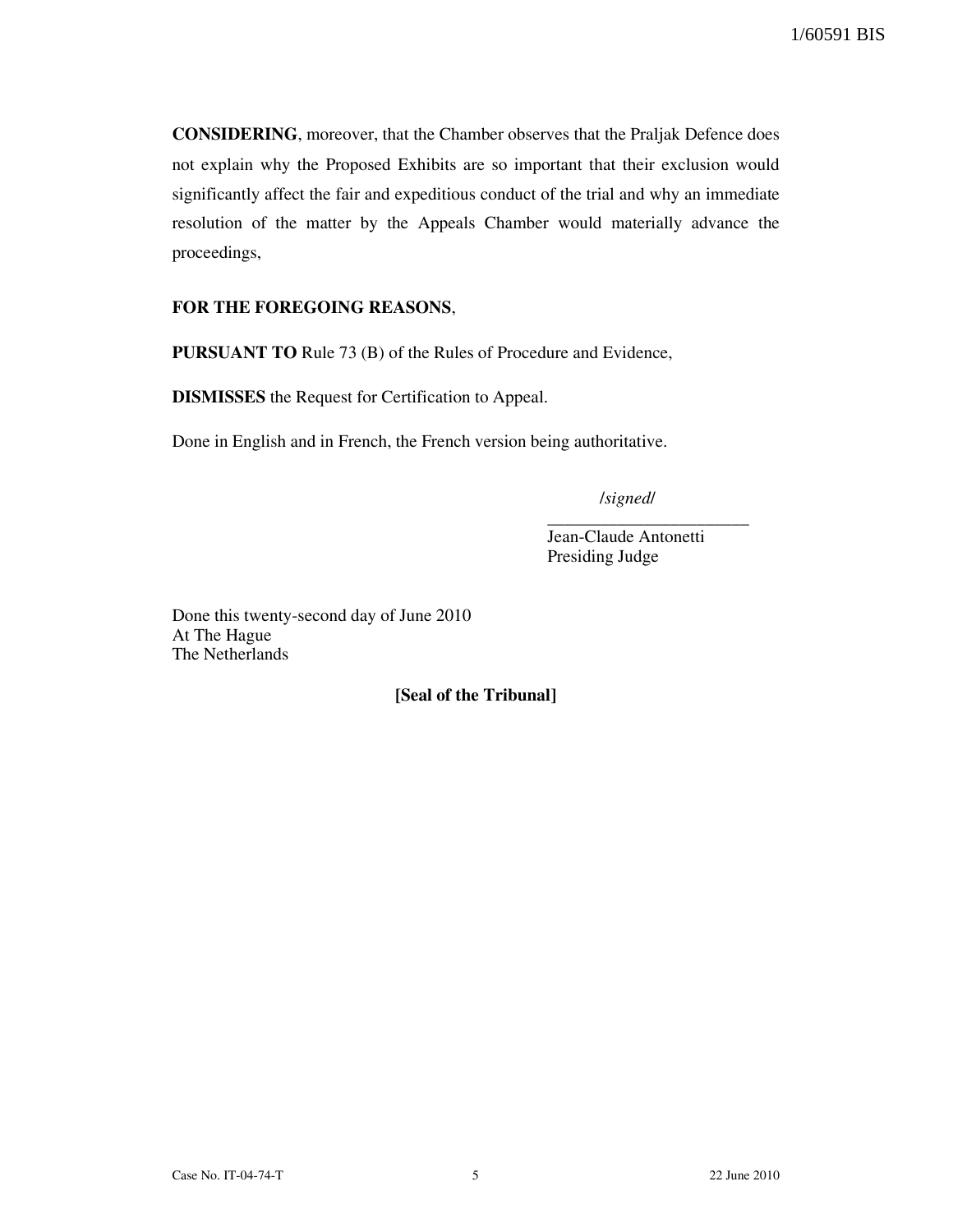**CONSIDERING**, moreover, that the Chamber observes that the Praljak Defence does not explain why the Proposed Exhibits are so important that their exclusion would significantly affect the fair and expeditious conduct of the trial and why an immediate resolution of the matter by the Appeals Chamber would materially advance the proceedings,

**FOR THE FOREGOING REASONS**,

**PURSUANT TO** Rule 73 (B) of the Rules of Procedure and Evidence,

**DISMISSES** the Request for Certification to Appeal.

Done in English and in French, the French version being authoritative.

/*signed*/

_______________________

Jean-Claude Antonetti
Presiding Judge

Done this twenty-second day of June 2010
At The Hague
The Netherlands

**[Seal of the Tribunal]**